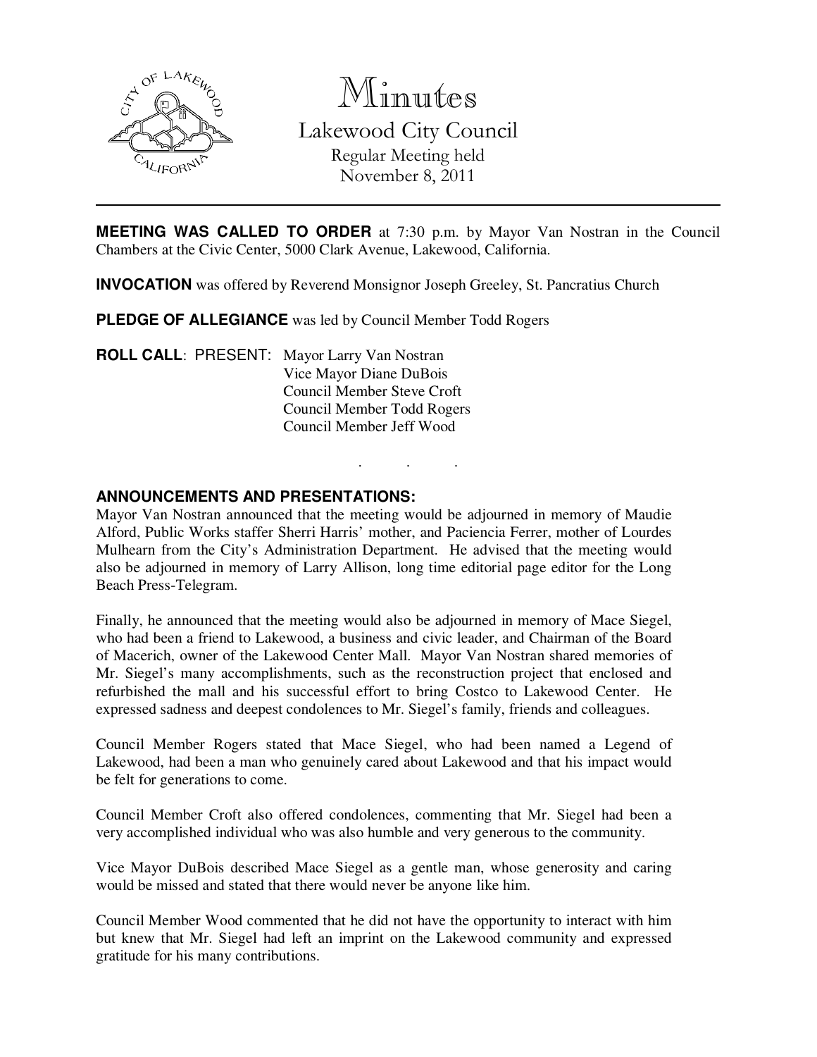# Minutes

## Lakewood City Council

Regular Meeting held
November 8, 2011

---

**MEETING WAS CALLED TO ORDER** at 7:30 p.m. by Mayor Van Nostran in the Council Chambers at the Civic Center, 5000 Clark Avenue, Lakewood, California.

**INVOCATION** was offered by Reverend Monsignor Joseph Greeley, St. Pancratius Church

**PLEDGE OF ALLEGIANCE** was led by Council Member Todd Rogers

**ROLL CALL**: PRESENT: Mayor Larry Van Nostran
Vice Mayor Diane DuBois
Council Member Steve Croft
Council Member Todd Rogers
Council Member Jeff Wood

. . .

**ANNOUNCEMENTS AND PRESENTATIONS:**

Mayor Van Nostran announced that the meeting would be adjourned in memory of Maudie Alford, Public Works staffer Sherri Harris' mother, and Paciencia Ferrer, mother of Lourdes Mulhearn from the City's Administration Department. He advised that the meeting would also be adjourned in memory of Larry Allison, long time editorial page editor for the Long Beach Press-Telegram.

Finally, he announced that the meeting would also be adjourned in memory of Mace Siegel, who had been a friend to Lakewood, a business and civic leader, and Chairman of the Board of Macerich, owner of the Lakewood Center Mall. Mayor Van Nostran shared memories of Mr. Siegel's many accomplishments, such as the reconstruction project that enclosed and refurbished the mall and his successful effort to bring Costco to Lakewood Center. He expressed sadness and deepest condolences to Mr. Siegel's family, friends and colleagues.

Council Member Rogers stated that Mace Siegel, who had been named a Legend of Lakewood, had been a man who genuinely cared about Lakewood and that his impact would be felt for generations to come.

Council Member Croft also offered condolences, commenting that Mr. Siegel had been a very accomplished individual who was also humble and very generous to the community.

Vice Mayor DuBois described Mace Siegel as a gentle man, whose generosity and caring would be missed and stated that there would never be anyone like him.

Council Member Wood commented that he did not have the opportunity to interact with him but knew that Mr. Siegel had left an imprint on the Lakewood community and expressed gratitude for his many contributions.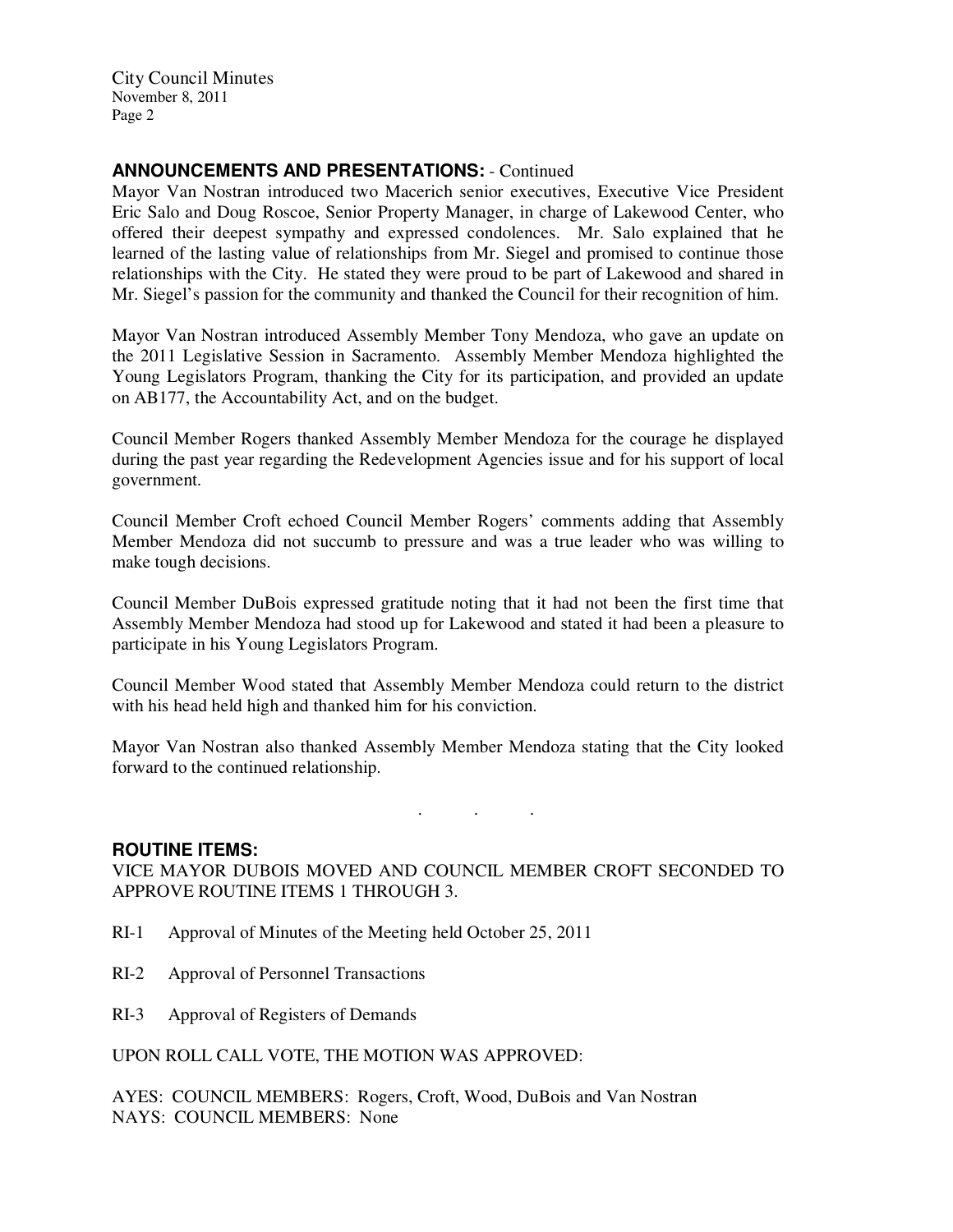## ANNOUNCEMENTS AND PRESENTATIONS: - Continued

Mayor Van Nostran introduced two Macerich senior executives, Executive Vice President Eric Salo and Doug Roscoe, Senior Property Manager, in charge of Lakewood Center, who offered their deepest sympathy and expressed condolences. Mr. Salo explained that he learned of the lasting value of relationships from Mr. Siegel and promised to continue those relationships with the City. He stated they were proud to be part of Lakewood and shared in Mr. Siegel's passion for the community and thanked the Council for their recognition of him.

Mayor Van Nostran introduced Assembly Member Tony Mendoza, who gave an update on the 2011 Legislative Session in Sacramento. Assembly Member Mendoza highlighted the Young Legislators Program, thanking the City for its participation, and provided an update on AB177, the Accountability Act, and on the budget.

Council Member Rogers thanked Assembly Member Mendoza for the courage he displayed during the past year regarding the Redevelopment Agencies issue and for his support of local government.

Council Member Croft echoed Council Member Rogers' comments adding that Assembly Member Mendoza did not succumb to pressure and was a true leader who was willing to make tough decisions.

Council Member DuBois expressed gratitude noting that it had not been the first time that Assembly Member Mendoza had stood up for Lakewood and stated it had been a pleasure to participate in his Young Legislators Program.

Council Member Wood stated that Assembly Member Mendoza could return to the district with his head held high and thanked him for his conviction.

Mayor Van Nostran also thanked Assembly Member Mendoza stating that the City looked forward to the continued relationship.

. . .

## ROUTINE ITEMS:

VICE MAYOR DUBOIS MOVED AND COUNCIL MEMBER CROFT SECONDED TO APPROVE ROUTINE ITEMS 1 THROUGH 3.

RI-1 Approval of Minutes of the Meeting held October 25, 2011

RI-2 Approval of Personnel Transactions

RI-3 Approval of Registers of Demands

UPON ROLL CALL VOTE, THE MOTION WAS APPROVED:

AYES: COUNCIL MEMBERS: Rogers, Croft, Wood, DuBois and Van Nostran
NAYS: COUNCIL MEMBERS: None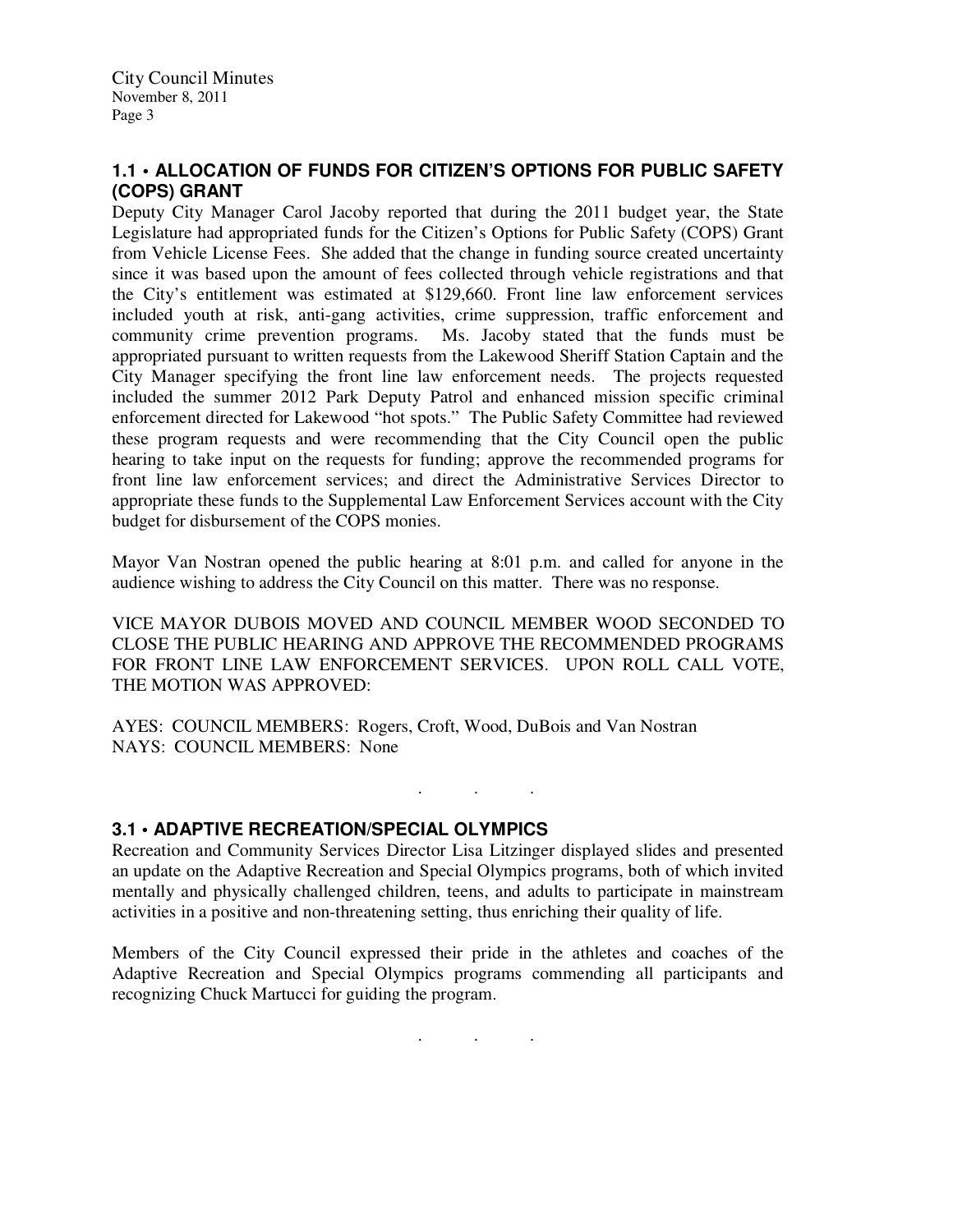## 1.1 • ALLOCATION OF FUNDS FOR CITIZEN'S OPTIONS FOR PUBLIC SAFETY (COPS) GRANT

Deputy City Manager Carol Jacoby reported that during the 2011 budget year, the State Legislature had appropriated funds for the Citizen's Options for Public Safety (COPS) Grant from Vehicle License Fees. She added that the change in funding source created uncertainty since it was based upon the amount of fees collected through vehicle registrations and that the City's entitlement was estimated at $129,660. Front line law enforcement services included youth at risk, anti-gang activities, crime suppression, traffic enforcement and community crime prevention programs. Ms. Jacoby stated that the funds must be appropriated pursuant to written requests from the Lakewood Sheriff Station Captain and the City Manager specifying the front line law enforcement needs. The projects requested included the summer 2012 Park Deputy Patrol and enhanced mission specific criminal enforcement directed for Lakewood "hot spots." The Public Safety Committee had reviewed these program requests and were recommending that the City Council open the public hearing to take input on the requests for funding; approve the recommended programs for front line law enforcement services; and direct the Administrative Services Director to appropriate these funds to the Supplemental Law Enforcement Services account with the City budget for disbursement of the COPS monies.

Mayor Van Nostran opened the public hearing at 8:01 p.m. and called for anyone in the audience wishing to address the City Council on this matter. There was no response.

VICE MAYOR DUBOIS MOVED AND COUNCIL MEMBER WOOD SECONDED TO CLOSE THE PUBLIC HEARING AND APPROVE THE RECOMMENDED PROGRAMS FOR FRONT LINE LAW ENFORCEMENT SERVICES. UPON ROLL CALL VOTE, THE MOTION WAS APPROVED:

AYES: COUNCIL MEMBERS: Rogers, Croft, Wood, DuBois and Van Nostran
NAYS: COUNCIL MEMBERS: None

. . .

## 3.1 • ADAPTIVE RECREATION/SPECIAL OLYMPICS

Recreation and Community Services Director Lisa Litzinger displayed slides and presented an update on the Adaptive Recreation and Special Olympics programs, both of which invited mentally and physically challenged children, teens, and adults to participate in mainstream activities in a positive and non-threatening setting, thus enriching their quality of life.

Members of the City Council expressed their pride in the athletes and coaches of the Adaptive Recreation and Special Olympics programs commending all participants and recognizing Chuck Martucci for guiding the program.

. . .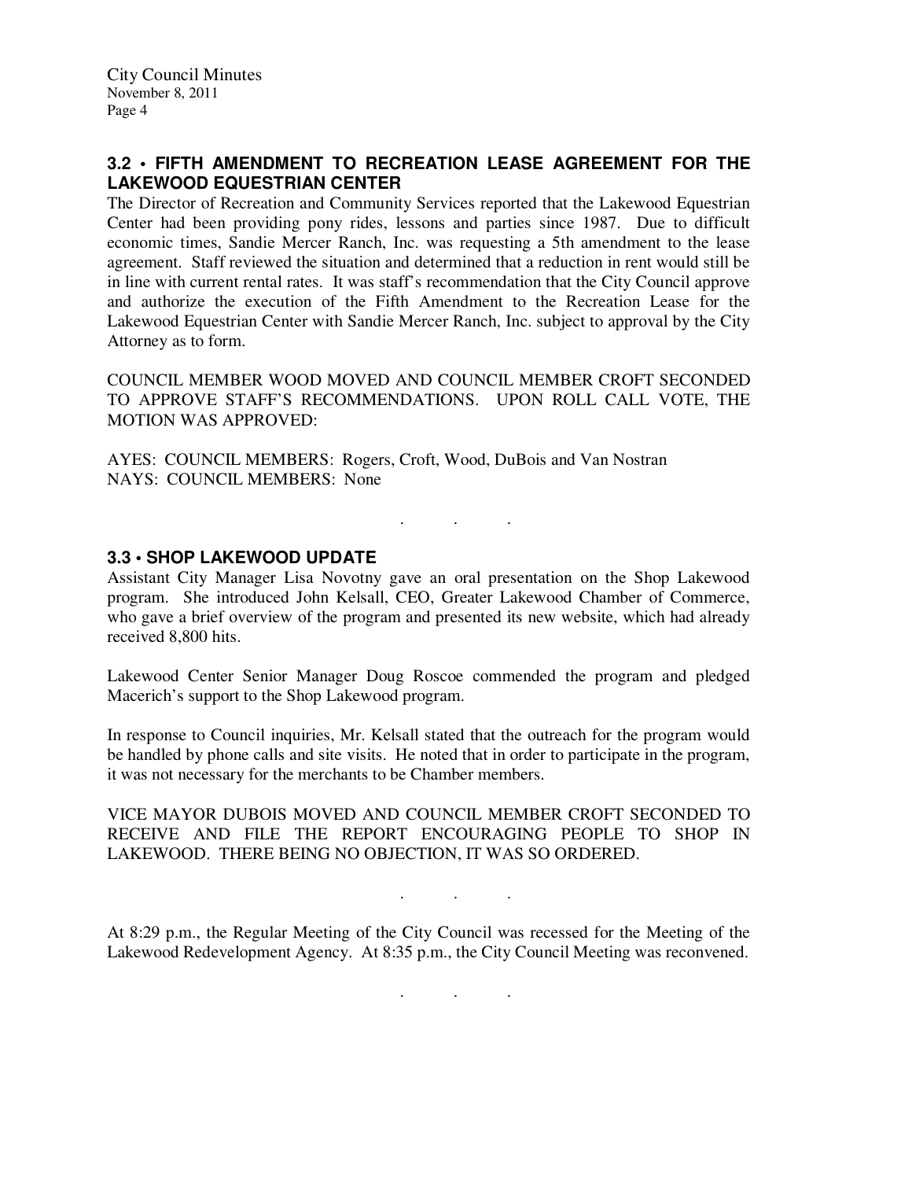### 3.2 • FIFTH AMENDMENT TO RECREATION LEASE AGREEMENT FOR THE LAKEWOOD EQUESTRIAN CENTER

The Director of Recreation and Community Services reported that the Lakewood Equestrian Center had been providing pony rides, lessons and parties since 1987. Due to difficult economic times, Sandie Mercer Ranch, Inc. was requesting a 5th amendment to the lease agreement. Staff reviewed the situation and determined that a reduction in rent would still be in line with current rental rates. It was staff's recommendation that the City Council approve and authorize the execution of the Fifth Amendment to the Recreation Lease for the Lakewood Equestrian Center with Sandie Mercer Ranch, Inc. subject to approval by the City Attorney as to form.

COUNCIL MEMBER WOOD MOVED AND COUNCIL MEMBER CROFT SECONDED TO APPROVE STAFF'S RECOMMENDATIONS. UPON ROLL CALL VOTE, THE MOTION WAS APPROVED:

AYES: COUNCIL MEMBERS: Rogers, Croft, Wood, DuBois and Van Nostran
NAYS: COUNCIL MEMBERS: None

. . .

### 3.3 • SHOP LAKEWOOD UPDATE

Assistant City Manager Lisa Novotny gave an oral presentation on the Shop Lakewood program. She introduced John Kelsall, CEO, Greater Lakewood Chamber of Commerce, who gave a brief overview of the program and presented its new website, which had already received 8,800 hits.

Lakewood Center Senior Manager Doug Roscoe commended the program and pledged Macerich's support to the Shop Lakewood program.

In response to Council inquiries, Mr. Kelsall stated that the outreach for the program would be handled by phone calls and site visits. He noted that in order to participate in the program, it was not necessary for the merchants to be Chamber members.

VICE MAYOR DUBOIS MOVED AND COUNCIL MEMBER CROFT SECONDED TO RECEIVE AND FILE THE REPORT ENCOURAGING PEOPLE TO SHOP IN LAKEWOOD. THERE BEING NO OBJECTION, IT WAS SO ORDERED.

. . .

At 8:29 p.m., the Regular Meeting of the City Council was recessed for the Meeting of the Lakewood Redevelopment Agency. At 8:35 p.m., the City Council Meeting was reconvened.

. . .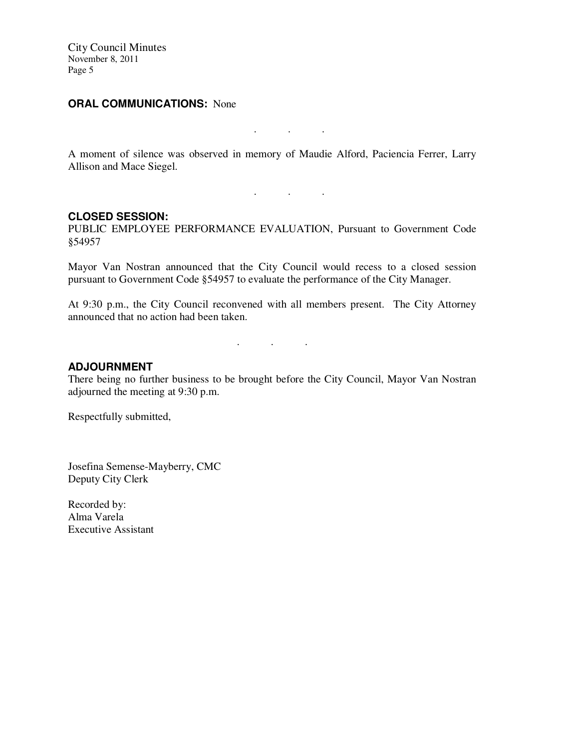**ORAL COMMUNICATIONS:** None

. . .

A moment of silence was observed in memory of Maudie Alford, Paciencia Ferrer, Larry Allison and Mace Siegel.

. . .

**CLOSED SESSION:**

PUBLIC EMPLOYEE PERFORMANCE EVALUATION, Pursuant to Government Code §54957

Mayor Van Nostran announced that the City Council would recess to a closed session pursuant to Government Code §54957 to evaluate the performance of the City Manager.

At 9:30 p.m., the City Council reconvened with all members present. The City Attorney announced that no action had been taken.

. . .

**ADJOURNMENT**

There being no further business to be brought before the City Council, Mayor Van Nostran adjourned the meeting at 9:30 p.m.

Respectfully submitted,

Josefina Semense-Mayberry, CMC
Deputy City Clerk

Recorded by:
Alma Varela
Executive Assistant